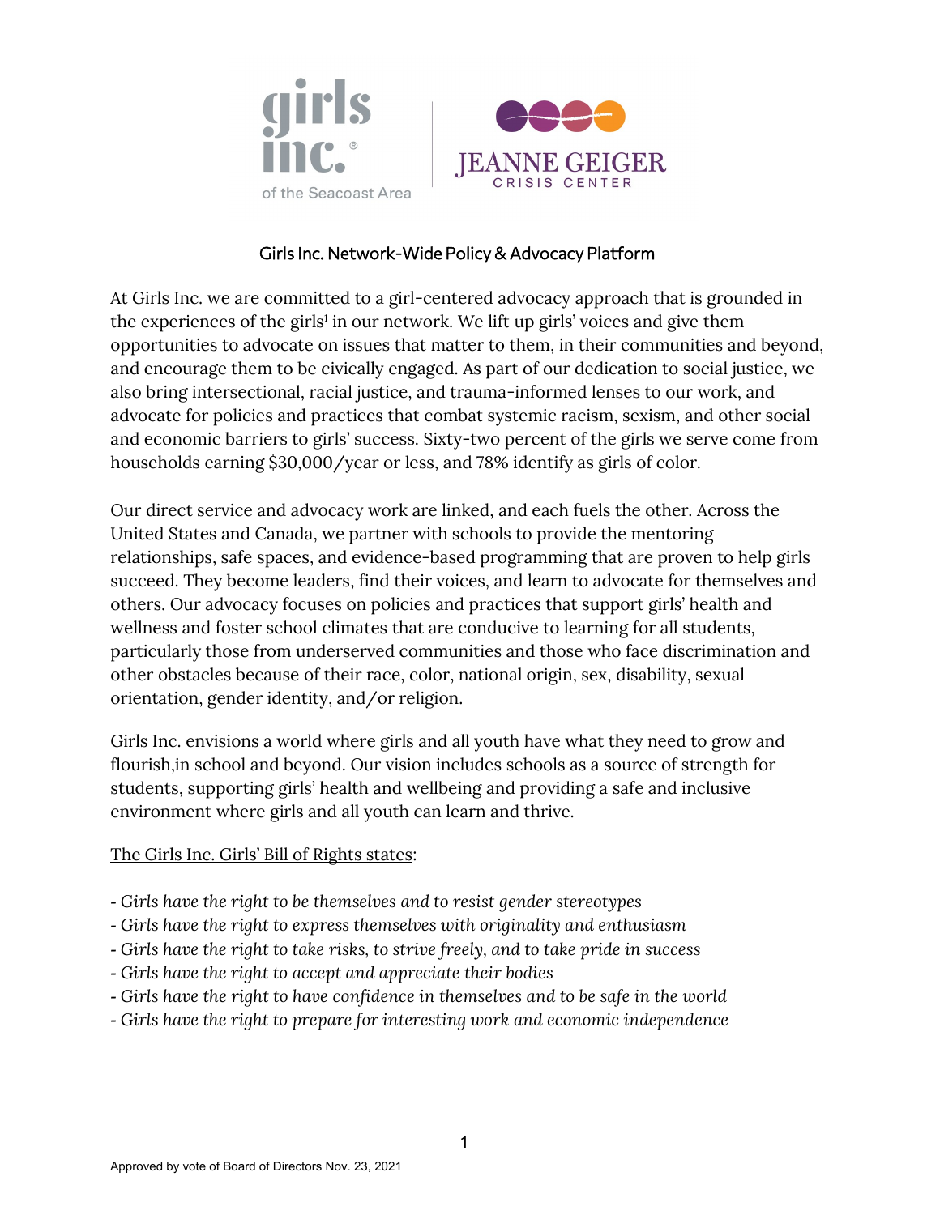girls inc.® of the Seacoast Area | JEANNE GEIGER CRISIS CENTER

## Girls Inc. Network-Wide Policy & Advocacy Platform

At Girls Inc. we are committed to a girl-centered advocacy approach that is grounded in the experiences of the girls[1] in our network. We lift up girls' voices and give them opportunities to advocate on issues that matter to them, in their communities and beyond, and encourage them to be civically engaged. As part of our dedication to social justice, we also bring intersectional, racial justice, and trauma-informed lenses to our work, and advocate for policies and practices that combat systemic racism, sexism, and other social and economic barriers to girls' success. Sixty-two percent of the girls we serve come from households earning $30,000/year or less, and 78% identify as girls of color.

Our direct service and advocacy work are linked, and each fuels the other. Across the United States and Canada, we partner with schools to provide the mentoring relationships, safe spaces, and evidence-based programming that are proven to help girls succeed. They become leaders, find their voices, and learn to advocate for themselves and others. Our advocacy focuses on policies and practices that support girls' health and wellness and foster school climates that are conducive to learning for all students, particularly those from underserved communities and those who face discrimination and other obstacles because of their race, color, national origin, sex, disability, sexual orientation, gender identity, and/or religion.

Girls Inc. envisions a world where girls and all youth have what they need to grow and flourish,in school and beyond. Our vision includes schools as a source of strength for students, supporting girls' health and wellbeing and providing a safe and inclusive environment where girls and all youth can learn and thrive.

<u>The Girls Inc. Girls' Bill of Rights states</u>:

- *Girls have the right to be themselves and to resist gender stereotypes*
- *Girls have the right to express themselves with originality and enthusiasm*
- *Girls have the right to take risks, to strive freely, and to take pride in success*
- *Girls have the right to accept and appreciate their bodies*
- *Girls have the right to have confidence in themselves and to be safe in the world*
- *Girls have the right to prepare for interesting work and economic independence*

Approved by vote of Board of Directors Nov. 23, 2021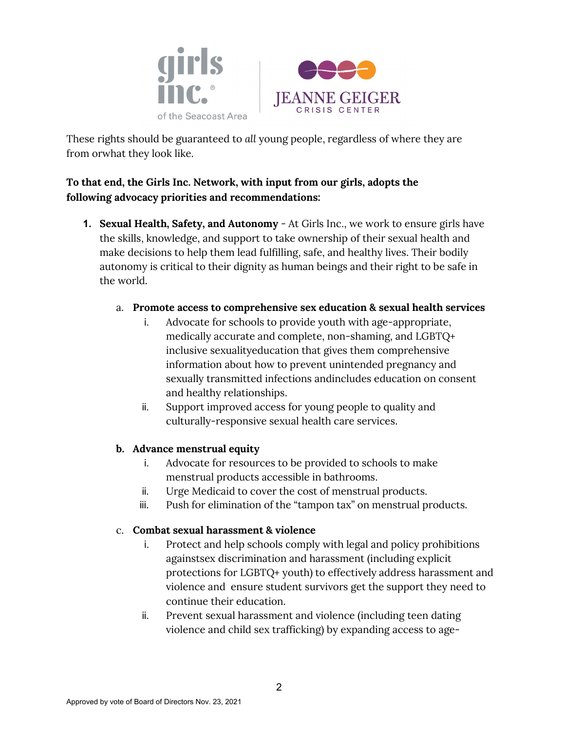These rights should be guaranteed to *all* young people, regardless of where they are from orwhat they look like.

**To that end, the Girls Inc. Network, with input from our girls, adopts the following advocacy priorities and recommendations:**

1. **Sexual Health, Safety, and Autonomy** - At Girls Inc., we work to ensure girls have the skills, knowledge, and support to take ownership of their sexual health and make decisions to help them lead fulfilling, safe, and healthy lives. Their bodily autonomy is critical to their dignity as human beings and their right to be safe in the world.

   a. **Promote access to comprehensive sex education & sexual health services**
      i. Advocate for schools to provide youth with age-appropriate, medically accurate and complete, non-shaming, and LGBTQ+ inclusive sexualityeducation that gives them comprehensive information about how to prevent unintended pregnancy and sexually transmitted infections andincludes education on consent and healthy relationships.
      ii. Support improved access for young people to quality and culturally-responsive sexual health care services.

   b. **Advance menstrual equity**
      i. Advocate for resources to be provided to schools to make menstrual products accessible in bathrooms.
      ii. Urge Medicaid to cover the cost of menstrual products.
      iii. Push for elimination of the "tampon tax" on menstrual products.

   c. **Combat sexual harassment & violence**
      i. Protect and help schools comply with legal and policy prohibitions againstsex discrimination and harassment (including explicit protections for LGBTQ+ youth) to effectively address harassment and violence and ensure student survivors get the support they need to continue their education.
      ii. Prevent sexual harassment and violence (including teen dating violence and child sex trafficking) by expanding access to age-

Approved by vote of Board of Directors Nov. 23, 2021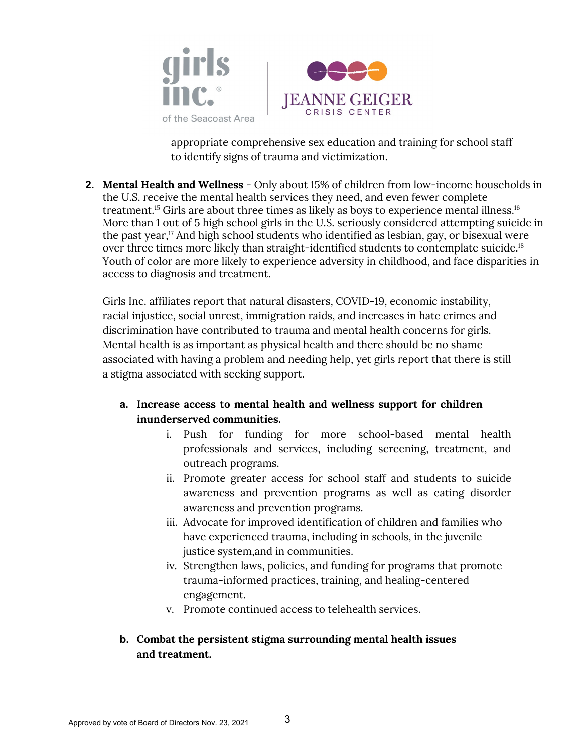appropriate comprehensive sex education and training for school staff to identify signs of trauma and victimization.

2. **Mental Health and Wellness** - Only about 15% of children from low-income households in the U.S. receive the mental health services they need, and even fewer complete treatment.[15] Girls are about three times as likely as boys to experience mental illness.[16] More than 1 out of 5 high school girls in the U.S. seriously considered attempting suicide in the past year,[17] And high school students who identified as lesbian, gay, or bisexual were over three times more likely than straight-identified students to contemplate suicide.[18] Youth of color are more likely to experience adversity in childhood, and face disparities in access to diagnosis and treatment.

   Girls Inc. affiliates report that natural disasters, COVID-19, economic instability, racial injustice, social unrest, immigration raids, and increases in hate crimes and discrimination have contributed to trauma and mental health concerns for girls. Mental health is as important as physical health and there should be no shame associated with having a problem and needing help, yet girls report that there is still a stigma associated with seeking support.

   a. **Increase access to mental health and wellness support for children inunderserved communities.**
      i. Push for funding for more school-based mental health professionals and services, including screening, treatment, and outreach programs.
      ii. Promote greater access for school staff and students to suicide awareness and prevention programs as well as eating disorder awareness and prevention programs.
      iii. Advocate for improved identification of children and families who have experienced trauma, including in schools, in the juvenile justice system,and in communities.
      iv. Strengthen laws, policies, and funding for programs that promote trauma-informed practices, training, and healing-centered engagement.
      v. Promote continued access to telehealth services.

   b. **Combat the persistent stigma surrounding mental health issues and treatment.**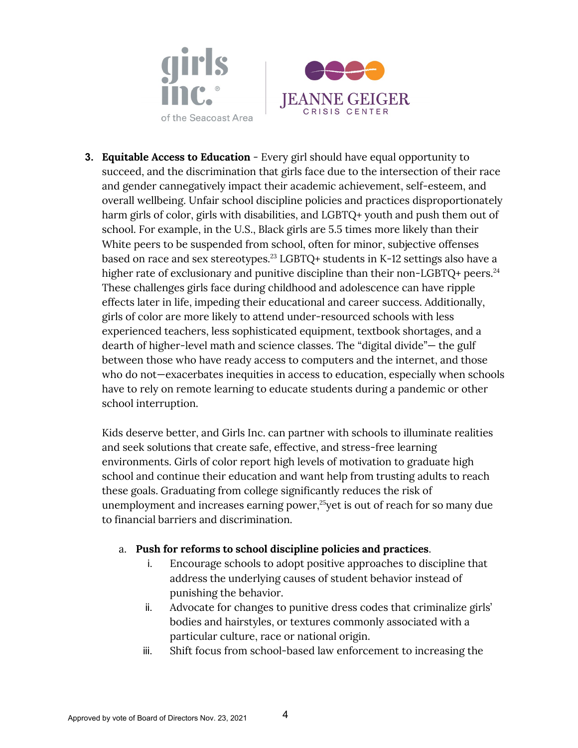3. **Equitable Access to Education** - Every girl should have equal opportunity to succeed, and the discrimination that girls face due to the intersection of their race and gender cannegatively impact their academic achievement, self-esteem, and overall wellbeing. Unfair school discipline policies and practices disproportionately harm girls of color, girls with disabilities, and LGBTQ+ youth and push them out of school. For example, in the U.S., Black girls are 5.5 times more likely than their White peers to be suspended from school, often for minor, subjective offenses based on race and sex stereotypes.[23] LGBTQ+ students in K-12 settings also have a higher rate of exclusionary and punitive discipline than their non-LGBTQ+ peers.[24] These challenges girls face during childhood and adolescence can have ripple effects later in life, impeding their educational and career success. Additionally, girls of color are more likely to attend under-resourced schools with less experienced teachers, less sophisticated equipment, textbook shortages, and a dearth of higher-level math and science classes. The "digital divide"— the gulf between those who have ready access to computers and the internet, and those who do not—exacerbates inequities in access to education, especially when schools have to rely on remote learning to educate students during a pandemic or other school interruption.

   Kids deserve better, and Girls Inc. can partner with schools to illuminate realities and seek solutions that create safe, effective, and stress-free learning environments. Girls of color report high levels of motivation to graduate high school and continue their education and want help from trusting adults to reach these goals. Graduating from college significantly reduces the risk of unemployment and increases earning power,[25]yet is out of reach for so many due to financial barriers and discrimination.

   a. **Push for reforms to school discipline policies and practices**.
      i. Encourage schools to adopt positive approaches to discipline that address the underlying causes of student behavior instead of punishing the behavior.
      ii. Advocate for changes to punitive dress codes that criminalize girls' bodies and hairstyles, or textures commonly associated with a particular culture, race or national origin.
      iii. Shift focus from school-based law enforcement to increasing the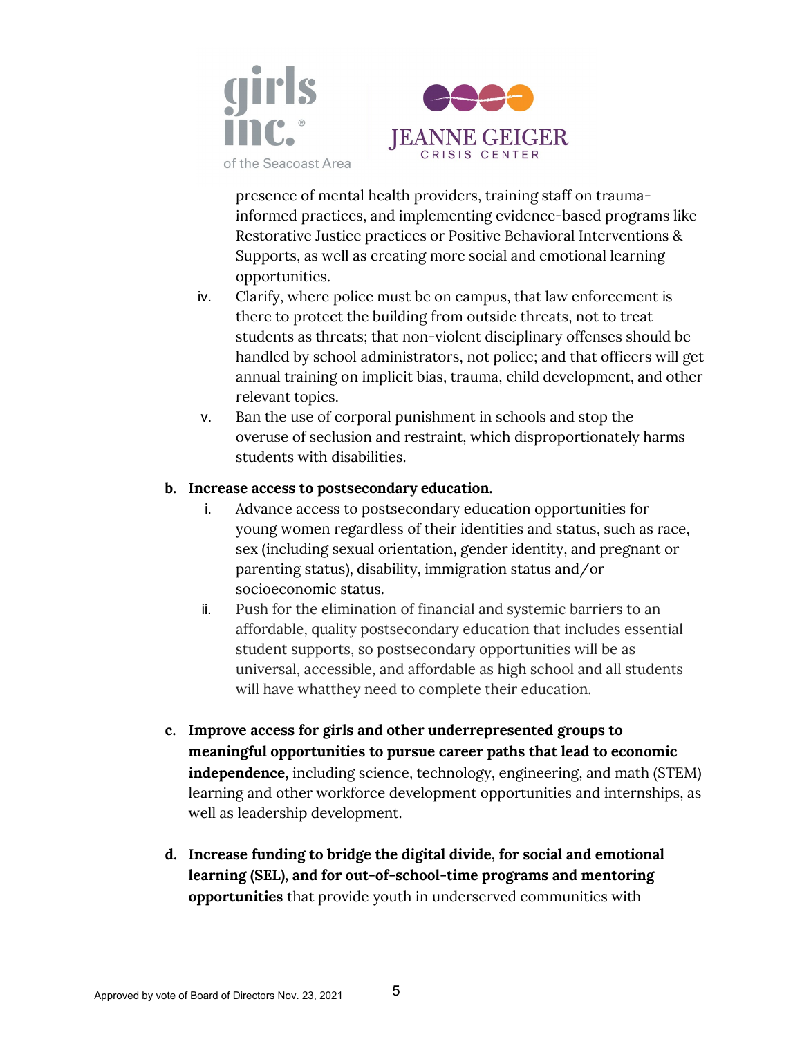presence of mental health providers, training staff on trauma-informed practices, and implementing evidence-based programs like Restorative Justice practices or Positive Behavioral Interventions & Supports, as well as creating more social and emotional learning opportunities.

iv. Clarify, where police must be on campus, that law enforcement is there to protect the building from outside threats, not to treat students as threats; that non-violent disciplinary offenses should be handled by school administrators, not police; and that officers will get annual training on implicit bias, trauma, child development, and other relevant topics.

v. Ban the use of corporal punishment in schools and stop the overuse of seclusion and restraint, which disproportionately harms students with disabilities.

**b. Increase access to postsecondary education.**

i. Advance access to postsecondary education opportunities for young women regardless of their identities and status, such as race, sex (including sexual orientation, gender identity, and pregnant or parenting status), disability, immigration status and/or socioeconomic status.

ii. Push for the elimination of financial and systemic barriers to an affordable, quality postsecondary education that includes essential student supports, so postsecondary opportunities will be as universal, accessible, and affordable as high school and all students will have whatthey need to complete their education.

**c. Improve access for girls and other underrepresented groups to meaningful opportunities to pursue career paths that lead to economic independence,** including science, technology, engineering, and math (STEM) learning and other workforce development opportunities and internships, as well as leadership development.

**d. Increase funding to bridge the digital divide, for social and emotional learning (SEL), and for out-of-school-time programs and mentoring opportunities** that provide youth in underserved communities with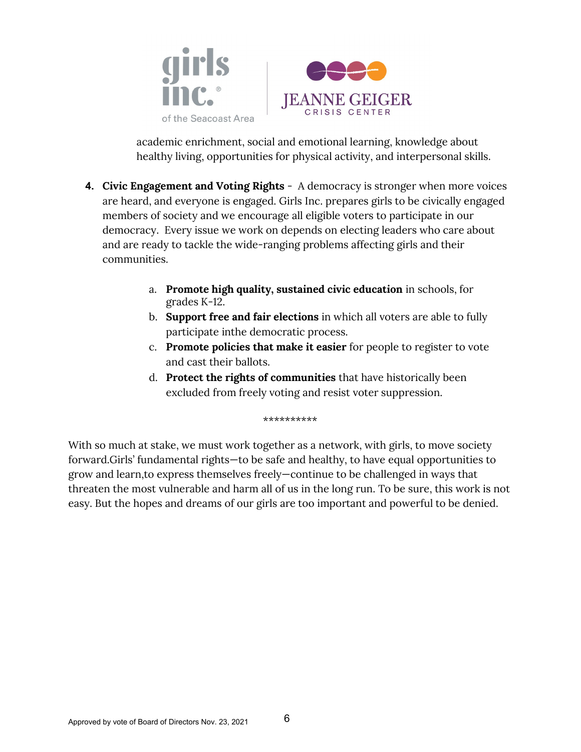academic enrichment, social and emotional learning, knowledge about healthy living, opportunities for physical activity, and interpersonal skills.

4. **Civic Engagement and Voting Rights** - A democracy is stronger when more voices are heard, and everyone is engaged. Girls Inc. prepares girls to be civically engaged members of society and we encourage all eligible voters to participate in our democracy. Every issue we work on depends on electing leaders who care about and are ready to tackle the wide-ranging problems affecting girls and their communities.

    a. **Promote high quality, sustained civic education** in schools, for grades K-12.
    b. **Support free and fair elections** in which all voters are able to fully participate inthe democratic process.
    c. **Promote policies that make it easier** for people to register to vote and cast their ballots.
    d. **Protect the rights of communities** that have historically been excluded from freely voting and resist voter suppression.

**********

With so much at stake, we must work together as a network, with girls, to move society forward.Girls' fundamental rights—to be safe and healthy, to have equal opportunities to grow and learn,to express themselves freely—continue to be challenged in ways that threaten the most vulnerable and harm all of us in the long run. To be sure, this work is not easy. But the hopes and dreams of our girls are too important and powerful to be denied.